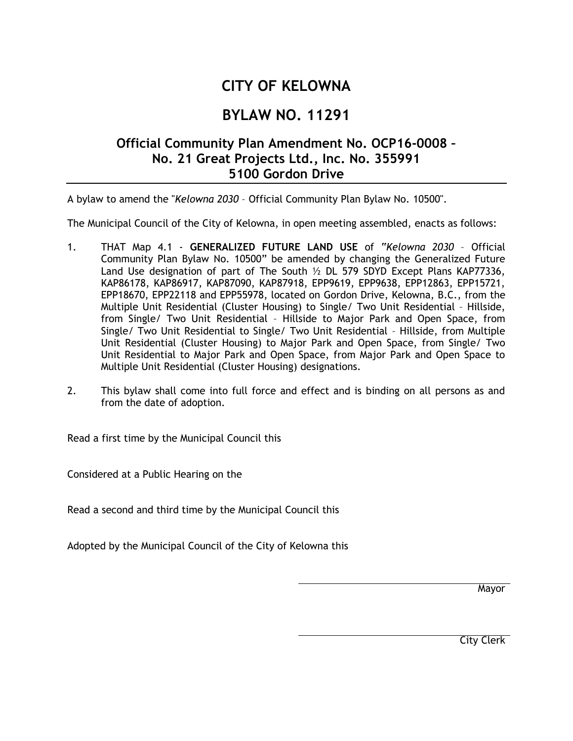# CITY OF KELOWNA

# BYLAW NO. 11291

## Official Community Plan Amendment No. OCP16-0008 – No. 21 Great Projects Ltd., Inc. No. 355991 5100 Gordon Drive

---

A bylaw to amend the "*Kelowna 2030* – Official Community Plan Bylaw No. 10500".

The Municipal Council of the City of Kelowna, in open meeting assembled, enacts as follows:

1. THAT Map 4.1 - **GENERALIZED FUTURE LAND USE** of "*Kelowna 2030* – Official Community Plan Bylaw No. 10500" be amended by changing the Generalized Future Land Use designation of part of The South ½ DL 579 SDYD Except Plans KAP77336, KAP86178, KAP86917, KAP87090, KAP87918, EPP9619, EPP9638, EPP12863, EPP15721, EPP18670, EPP22118 and EPP55978, located on Gordon Drive, Kelowna, B.C., from the Multiple Unit Residential (Cluster Housing) to Single/ Two Unit Residential – Hillside, from Single/ Two Unit Residential – Hillside to Major Park and Open Space, from Single/ Two Unit Residential to Single/ Two Unit Residential – Hillside, from Multiple Unit Residential (Cluster Housing) to Major Park and Open Space, from Single/ Two Unit Residential to Major Park and Open Space, from Major Park and Open Space to Multiple Unit Residential (Cluster Housing) designations.

2. This bylaw shall come into full force and effect and is binding on all persons as and from the date of adoption.

Read a first time by the Municipal Council this

Considered at a Public Hearing on the

Read a second and third time by the Municipal Council this

Adopted by the Municipal Council of the City of Kelowna this

Mayor

City Clerk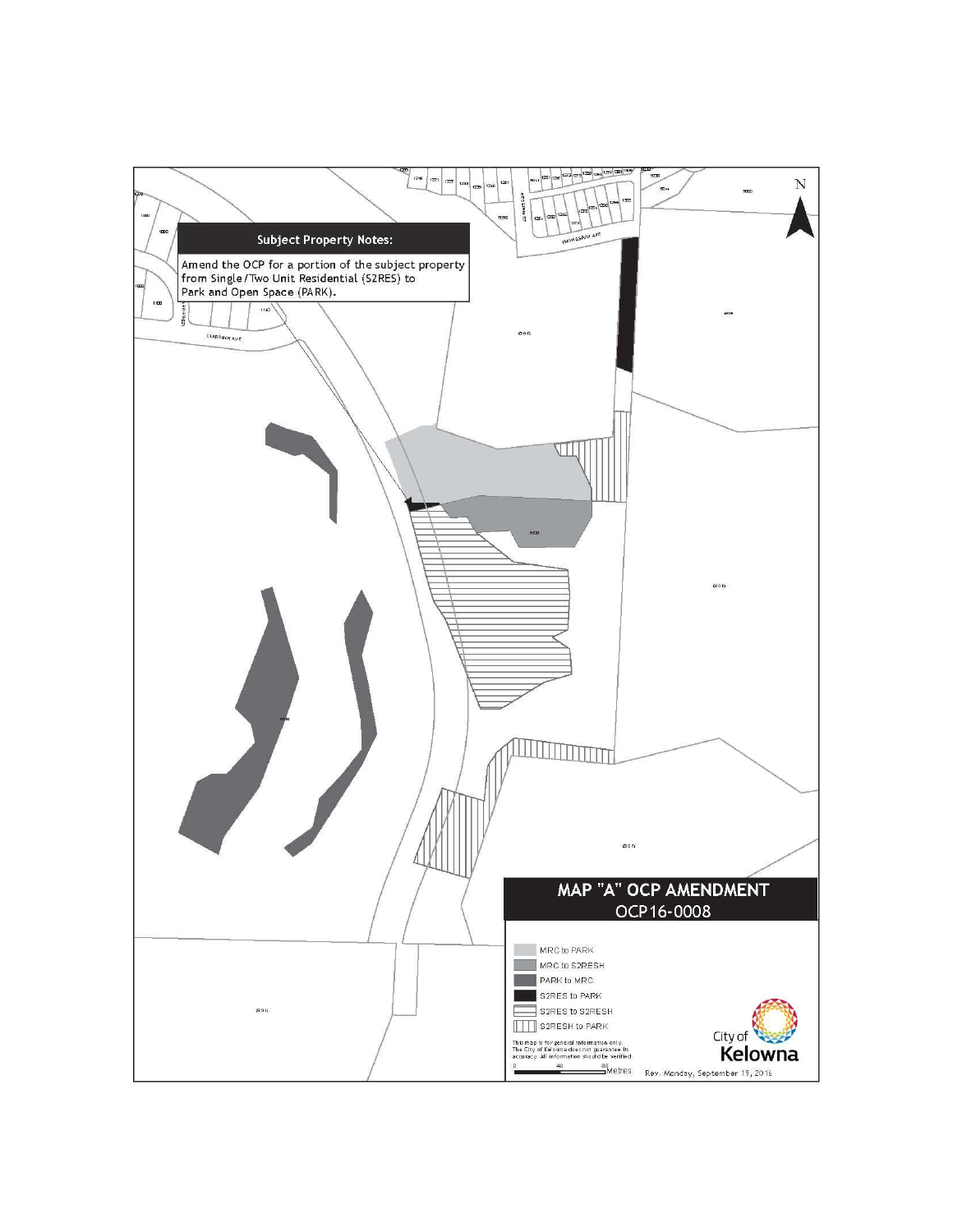**Subject Property Notes:**

Amend the OCP for a portion of the subject property from Single/Two Unit Residential (S2RES) to Park and Open Space (PARK).

# MAP "A" OCP AMENDMENT

OCP16-0008

- MRC to PARK
- MRC to S2RESH
- PARK to MRC
- S2RES to PARK
- S2RES to S2RESH
- S2RESH to PARK

This map is for general information only. The City of Kelowna does not guarantee its accuracy. All information should be verified.

0 40 80 Metres

City of Kelowna

Rev. Monday, September 19, 2016